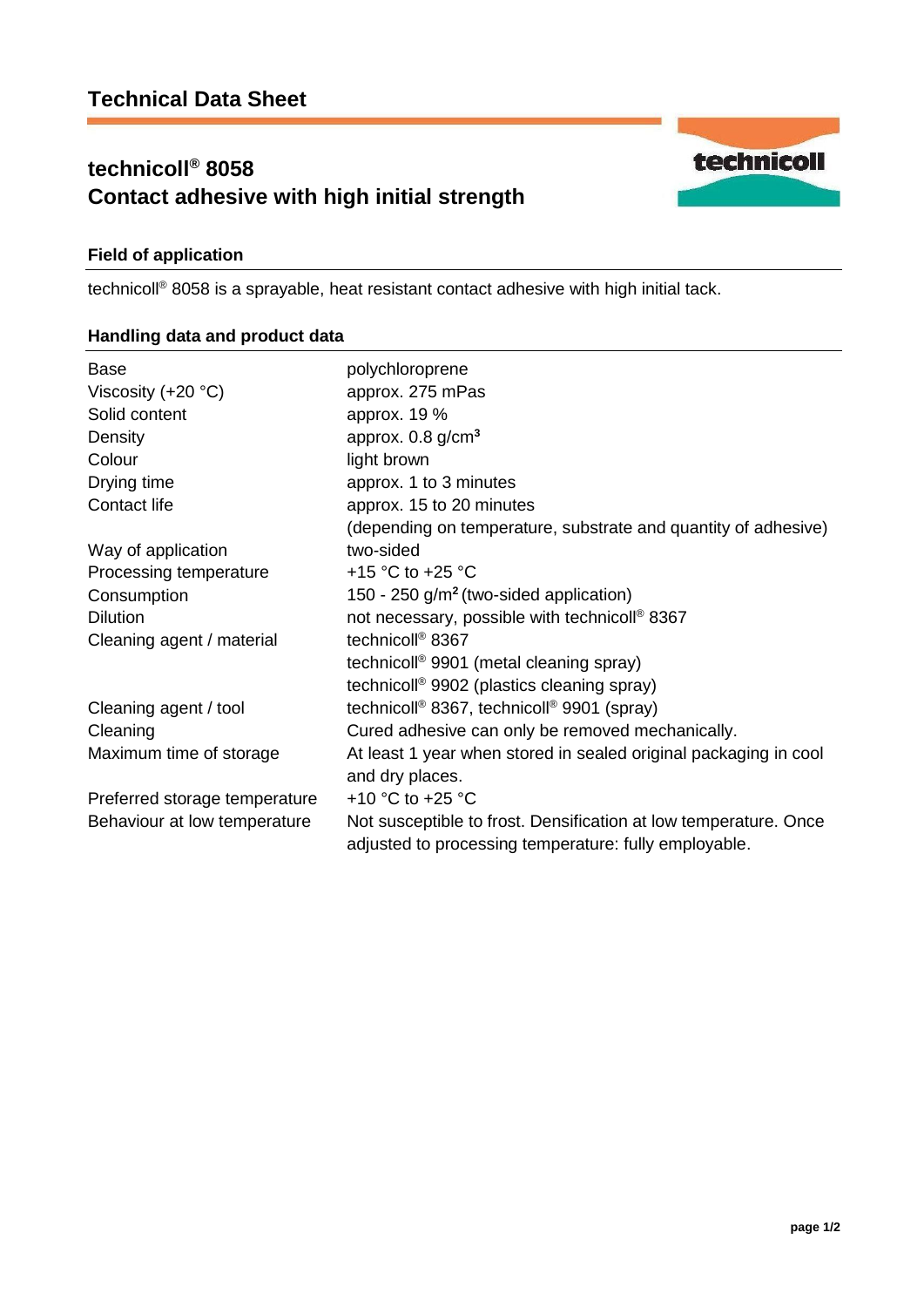# Technical Data Sheet

## technicoll® 8058
## Contact adhesive with high initial strength

### Field of application

technicoll® 8058 is a sprayable, heat resistant contact adhesive with high initial tack.

### Handling data and product data

| | |
|---|---|
| Base | polychloroprene |
| Viscosity (+20 °C) | approx. 275 mPas |
| Solid content | approx. 19 % |
| Density | approx. 0.8 g/cm³ |
| Colour | light brown |
| Drying time | approx. 1 to 3 minutes |
| Contact life | approx. 15 to 20 minutes (depending on temperature, substrate and quantity of adhesive) |
| Way of application | two-sided |
| Processing temperature | +15 °C to +25 °C |
| Consumption | 150 - 250 g/m² (two-sided application) |
| Dilution | not necessary, possible with technicoll® 8367 |
| Cleaning agent / material | technicoll® 8367<br>technicoll® 9901 (metal cleaning spray)<br>technicoll® 9902 (plastics cleaning spray) |
| Cleaning agent / tool | technicoll® 8367, technicoll® 9901 (spray) |
| Cleaning | Cured adhesive can only be removed mechanically. |
| Maximum time of storage | At least 1 year when stored in sealed original packaging in cool and dry places. |
| Preferred storage temperature | +10 °C to +25 °C |
| Behaviour at low temperature | Not susceptible to frost. Densification at low temperature. Once adjusted to processing temperature: fully employable. |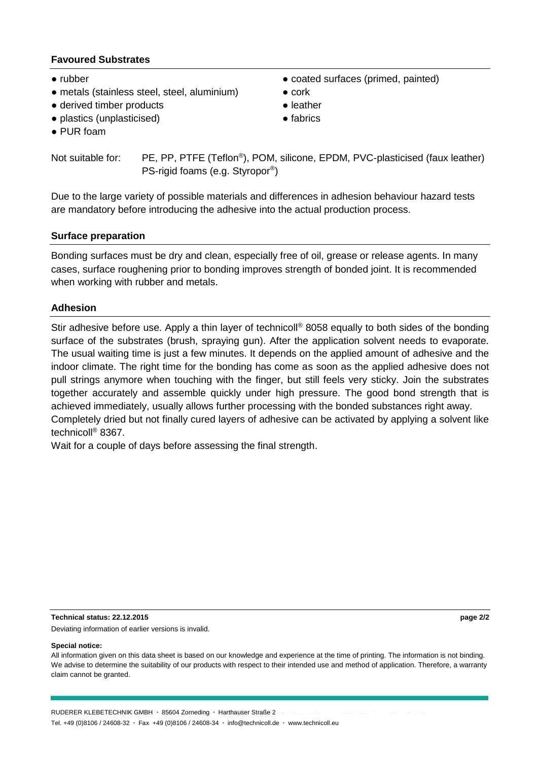## Favoured Substrates

- rubber
- metals (stainless steel, steel, aluminium)
- derived timber products
- plastics (unplasticised)
- PUR foam
- coated surfaces (primed, painted)
- cork
- leather
- fabrics

Not suitable for: PE, PP, PTFE (Teflon®), POM, silicone, EPDM, PVC-plasticised (faux leather) PS-rigid foams (e.g. Styropor®)

Due to the large variety of possible materials and differences in adhesion behaviour hazard tests are mandatory before introducing the adhesive into the actual production process.

## Surface preparation

Bonding surfaces must be dry and clean, especially free of oil, grease or release agents. In many cases, surface roughening prior to bonding improves strength of bonded joint. It is recommended when working with rubber and metals.

## Adhesion

Stir adhesive before use. Apply a thin layer of technicoll® 8058 equally to both sides of the bonding surface of the substrates (brush, spraying gun). After the application solvent needs to evaporate. The usual waiting time is just a few minutes. It depends on the applied amount of adhesive and the indoor climate. The right time for the bonding has come as soon as the applied adhesive does not pull strings anymore when touching with the finger, but still feels very sticky. Join the substrates together accurately and assemble quickly under high pressure. The good bond strength that is achieved immediately, usually allows further processing with the bonded substances right away.
Completely dried but not finally cured layers of adhesive can be activated by applying a solvent like technicoll® 8367.
Wait for a couple of days before assessing the final strength.

**Technical status: 22.12.2015**

Deviating information of earlier versions is invalid.

**Special notice:**

All information given on this data sheet is based on our knowledge and experience at the time of printing. The information is not binding. We advise to determine the suitability of our products with respect to their intended use and method of application. Therefore, a warranty claim cannot be granted.

RUDERER KLEBETECHNIK GMBH · 85604 Zorneding · Harthauser Straße 2
Tel. +49 (0)8106 / 24608-32 · Fax +49 (0)8106 / 24608-34 · info@technicoll.de · www.technicoll.eu